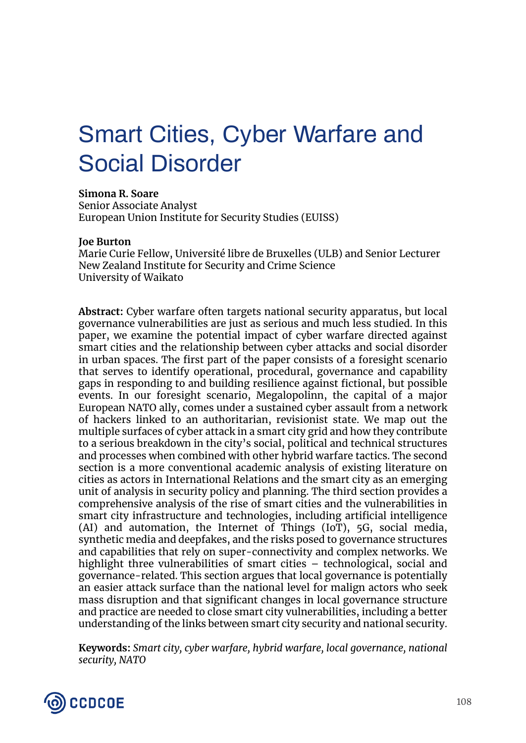# Smart Cities, Cyber Warfare and Social Disorder

**Simona R. Soare**
Senior Associate Analyst
European Union Institute for Security Studies (EUISS)

**Joe Burton**
Marie Curie Fellow, Université libre de Bruxelles (ULB) and Senior Lecturer
New Zealand Institute for Security and Crime Science
University of Waikato

**Abstract:** Cyber warfare often targets national security apparatus, but local governance vulnerabilities are just as serious and much less studied. In this paper, we examine the potential impact of cyber warfare directed against smart cities and the relationship between cyber attacks and social disorder in urban spaces. The first part of the paper consists of a foresight scenario that serves to identify operational, procedural, governance and capability gaps in responding to and building resilience against fictional, but possible events. In our foresight scenario, Megalopolinn, the capital of a major European NATO ally, comes under a sustained cyber assault from a network of hackers linked to an authoritarian, revisionist state. We map out the multiple surfaces of cyber attack in a smart city grid and how they contribute to a serious breakdown in the city's social, political and technical structures and processes when combined with other hybrid warfare tactics. The second section is a more conventional academic analysis of existing literature on cities as actors in International Relations and the smart city as an emerging unit of analysis in security policy and planning. The third section provides a comprehensive analysis of the rise of smart cities and the vulnerabilities in smart city infrastructure and technologies, including artificial intelligence (AI) and automation, the Internet of Things (IoT), 5G, social media, synthetic media and deepfakes, and the risks posed to governance structures and capabilities that rely on super-connectivity and complex networks. We highlight three vulnerabilities of smart cities – technological, social and governance-related. This section argues that local governance is potentially an easier attack surface than the national level for malign actors who seek mass disruption and that significant changes in local governance structure and practice are needed to close smart city vulnerabilities, including a better understanding of the links between smart city security and national security.

**Keywords:** *Smart city, cyber warfare, hybrid warfare, local governance, national security, NATO*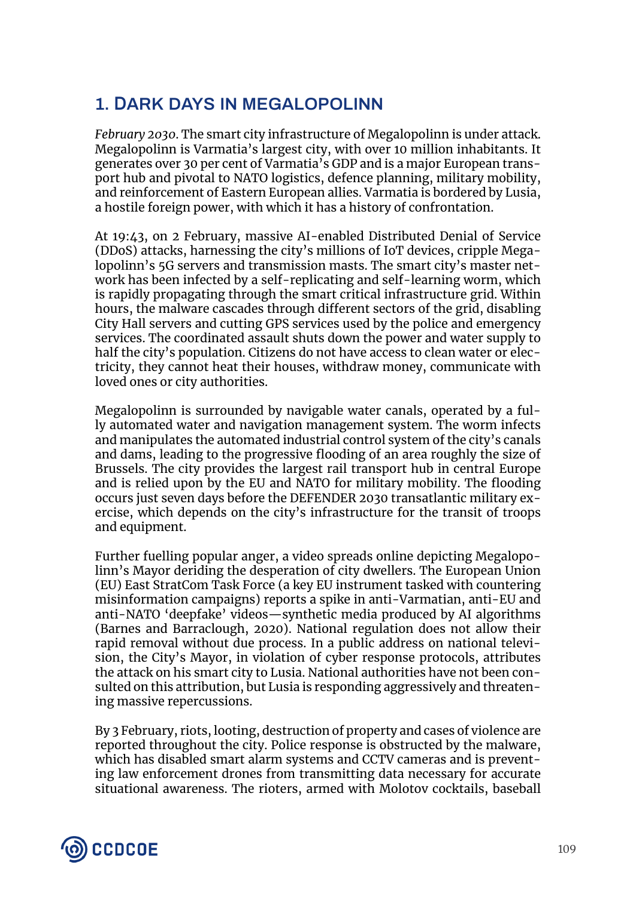## 1. Dark Days in Megalopolinn

*February 2030.* The smart city infrastructure of Megalopolinn is under attack. Megalopolinn is Varmatia's largest city, with over 10 million inhabitants. It generates over 30 per cent of Varmatia's GDP and is a major European transport hub and pivotal to NATO logistics, defence planning, military mobility, and reinforcement of Eastern European allies. Varmatia is bordered by Lusia, a hostile foreign power, with which it has a history of confrontation.

At 19:43, on 2 February, massive AI-enabled Distributed Denial of Service (DDoS) attacks, harnessing the city's millions of IoT devices, cripple Megalopolinn's 5G servers and transmission masts. The smart city's master network has been infected by a self-replicating and self-learning worm, which is rapidly propagating through the smart critical infrastructure grid. Within hours, the malware cascades through different sectors of the grid, disabling City Hall servers and cutting GPS services used by the police and emergency services. The coordinated assault shuts down the power and water supply to half the city's population. Citizens do not have access to clean water or electricity, they cannot heat their houses, withdraw money, communicate with loved ones or city authorities.

Megalopolinn is surrounded by navigable water canals, operated by a fully automated water and navigation management system. The worm infects and manipulates the automated industrial control system of the city's canals and dams, leading to the progressive flooding of an area roughly the size of Brussels. The city provides the largest rail transport hub in central Europe and is relied upon by the EU and NATO for military mobility. The flooding occurs just seven days before the DEFENDER 2030 transatlantic military exercise, which depends on the city's infrastructure for the transit of troops and equipment.

Further fuelling popular anger, a video spreads online depicting Megalopolinn's Mayor deriding the desperation of city dwellers. The European Union (EU) East StratCom Task Force (a key EU instrument tasked with countering misinformation campaigns) reports a spike in anti-Varmatian, anti-EU and anti-NATO 'deepfake' videos—synthetic media produced by AI algorithms (Barnes and Barraclough, 2020). National regulation does not allow their rapid removal without due process. In a public address on national television, the City's Mayor, in violation of cyber response protocols, attributes the attack on his smart city to Lusia. National authorities have not been consulted on this attribution, but Lusia is responding aggressively and threatening massive repercussions.

By 3 February, riots, looting, destruction of property and cases of violence are reported throughout the city. Police response is obstructed by the malware, which has disabled smart alarm systems and CCTV cameras and is preventing law enforcement drones from transmitting data necessary for accurate situational awareness. The rioters, armed with Molotov cocktails, baseball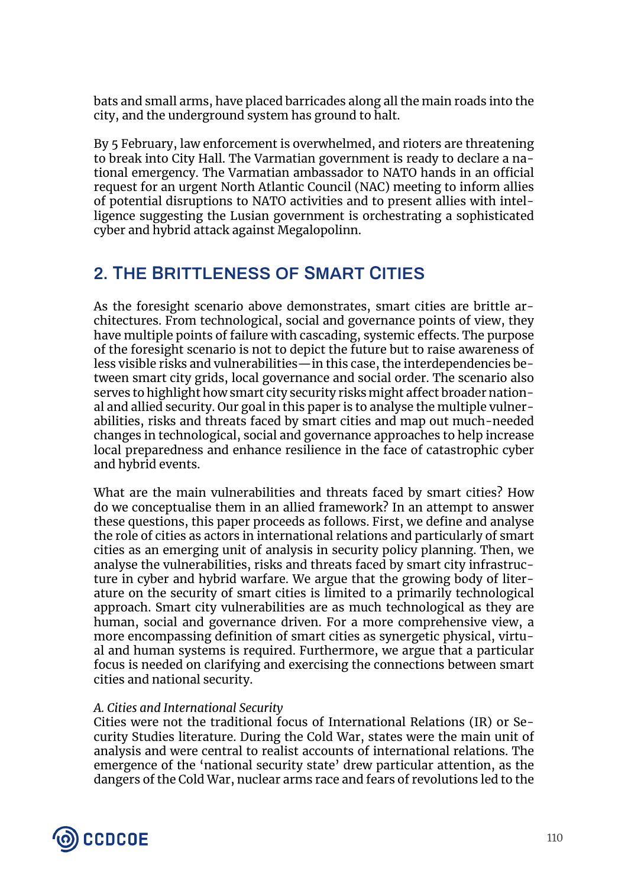bats and small arms, have placed barricades along all the main roads into the city, and the underground system has ground to halt.

By 5 February, law enforcement is overwhelmed, and rioters are threatening to break into City Hall. The Varmatian government is ready to declare a national emergency. The Varmatian ambassador to NATO hands in an official request for an urgent North Atlantic Council (NAC) meeting to inform allies of potential disruptions to NATO activities and to present allies with intelligence suggesting the Lusian government is orchestrating a sophisticated cyber and hybrid attack against Megalopolinn.

## 2. The Brittleness of Smart Cities

As the foresight scenario above demonstrates, smart cities are brittle architectures. From technological, social and governance points of view, they have multiple points of failure with cascading, systemic effects. The purpose of the foresight scenario is not to depict the future but to raise awareness of less visible risks and vulnerabilities—in this case, the interdependencies between smart city grids, local governance and social order. The scenario also serves to highlight how smart city security risks might affect broader national and allied security. Our goal in this paper is to analyse the multiple vulnerabilities, risks and threats faced by smart cities and map out much-needed changes in technological, social and governance approaches to help increase local preparedness and enhance resilience in the face of catastrophic cyber and hybrid events.

What are the main vulnerabilities and threats faced by smart cities? How do we conceptualise them in an allied framework? In an attempt to answer these questions, this paper proceeds as follows. First, we define and analyse the role of cities as actors in international relations and particularly of smart cities as an emerging unit of analysis in security policy planning. Then, we analyse the vulnerabilities, risks and threats faced by smart city infrastructure in cyber and hybrid warfare. We argue that the growing body of literature on the security of smart cities is limited to a primarily technological approach. Smart city vulnerabilities are as much technological as they are human, social and governance driven. For a more comprehensive view, a more encompassing definition of smart cities as synergetic physical, virtual and human systems is required. Furthermore, we argue that a particular focus is needed on clarifying and exercising the connections between smart cities and national security.

### *A. Cities and International Security*

Cities were not the traditional focus of International Relations (IR) or Security Studies literature. During the Cold War, states were the main unit of analysis and were central to realist accounts of international relations. The emergence of the 'national security state' drew particular attention, as the dangers of the Cold War, nuclear arms race and fears of revolutions led to the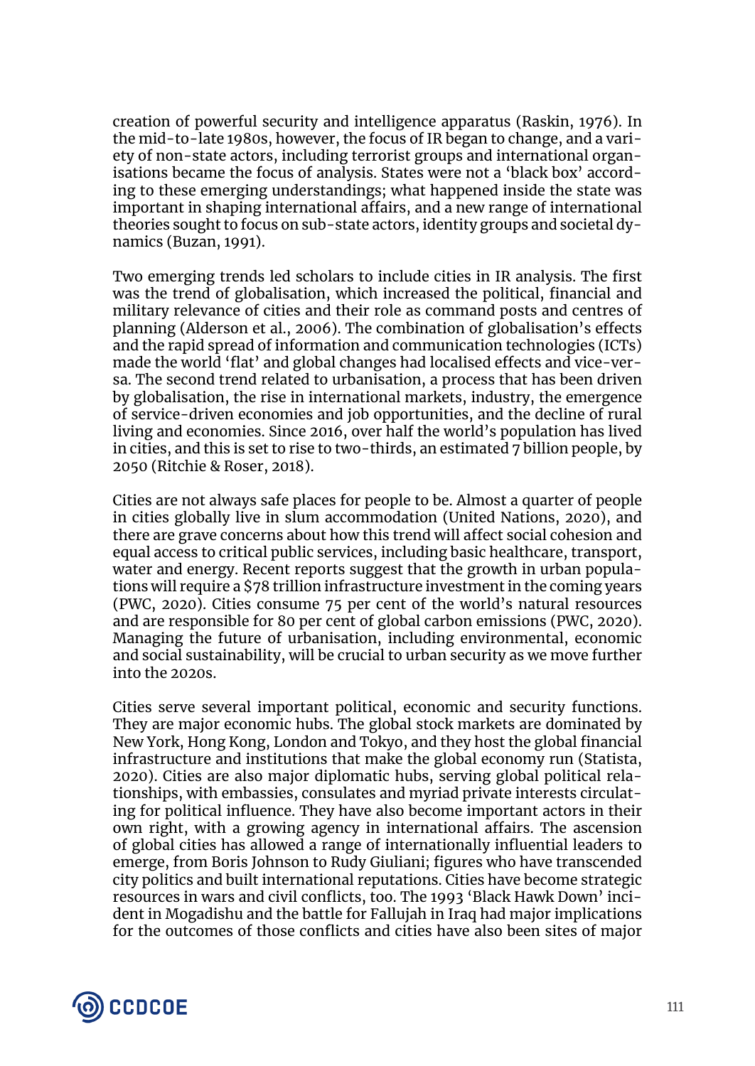creation of powerful security and intelligence apparatus (Raskin, 1976). In the mid-to-late 1980s, however, the focus of IR began to change, and a variety of non-state actors, including terrorist groups and international organisations became the focus of analysis. States were not a 'black box' according to these emerging understandings; what happened inside the state was important in shaping international affairs, and a new range of international theories sought to focus on sub-state actors, identity groups and societal dynamics (Buzan, 1991).

Two emerging trends led scholars to include cities in IR analysis. The first was the trend of globalisation, which increased the political, financial and military relevance of cities and their role as command posts and centres of planning (Alderson et al., 2006). The combination of globalisation's effects and the rapid spread of information and communication technologies (ICTs) made the world 'flat' and global changes had localised effects and vice-versa. The second trend related to urbanisation, a process that has been driven by globalisation, the rise in international markets, industry, the emergence of service-driven economies and job opportunities, and the decline of rural living and economies. Since 2016, over half the world's population has lived in cities, and this is set to rise to two-thirds, an estimated 7 billion people, by 2050 (Ritchie & Roser, 2018).

Cities are not always safe places for people to be. Almost a quarter of people in cities globally live in slum accommodation (United Nations, 2020), and there are grave concerns about how this trend will affect social cohesion and equal access to critical public services, including basic healthcare, transport, water and energy. Recent reports suggest that the growth in urban populations will require a $78 trillion infrastructure investment in the coming years (PWC, 2020). Cities consume 75 per cent of the world's natural resources and are responsible for 80 per cent of global carbon emissions (PWC, 2020). Managing the future of urbanisation, including environmental, economic and social sustainability, will be crucial to urban security as we move further into the 2020s.

Cities serve several important political, economic and security functions. They are major economic hubs. The global stock markets are dominated by New York, Hong Kong, London and Tokyo, and they host the global financial infrastructure and institutions that make the global economy run (Statista, 2020). Cities are also major diplomatic hubs, serving global political relationships, with embassies, consulates and myriad private interests circulating for political influence. They have also become important actors in their own right, with a growing agency in international affairs. The ascension of global cities has allowed a range of internationally influential leaders to emerge, from Boris Johnson to Rudy Giuliani; figures who have transcended city politics and built international reputations. Cities have become strategic resources in wars and civil conflicts, too. The 1993 'Black Hawk Down' incident in Mogadishu and the battle for Fallujah in Iraq had major implications for the outcomes of those conflicts and cities have also been sites of major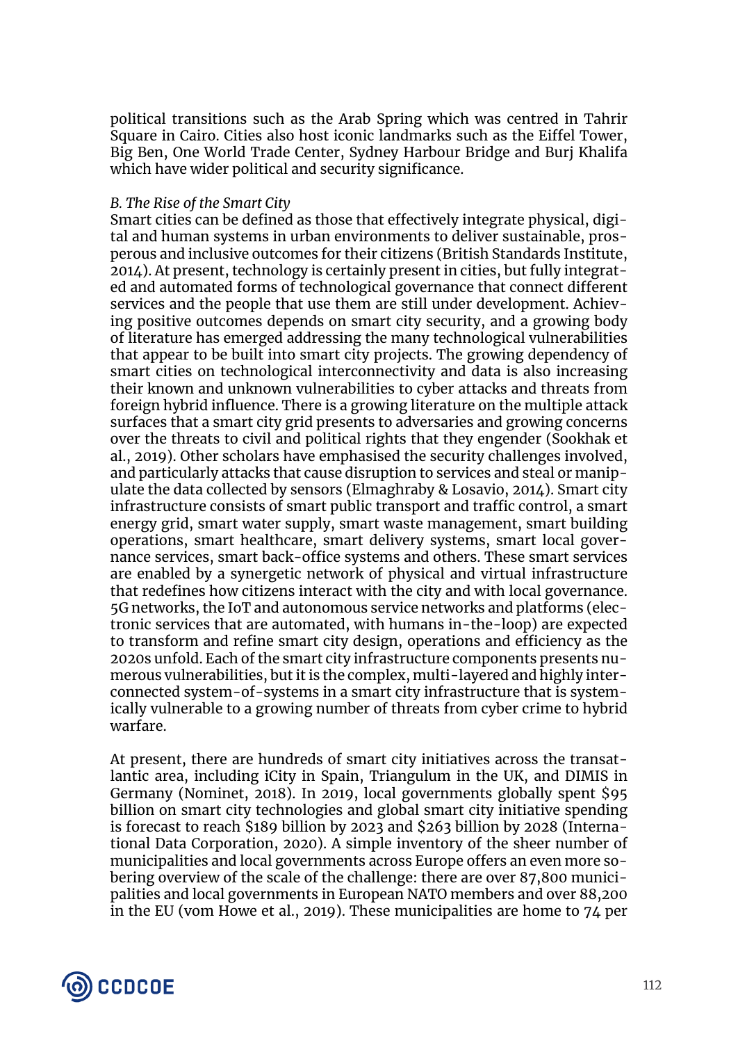political transitions such as the Arab Spring which was centred in Tahrir Square in Cairo. Cities also host iconic landmarks such as the Eiffel Tower, Big Ben, One World Trade Center, Sydney Harbour Bridge and Burj Khalifa which have wider political and security significance.

*B. The Rise of the Smart City*

Smart cities can be defined as those that effectively integrate physical, digital and human systems in urban environments to deliver sustainable, prosperous and inclusive outcomes for their citizens (British Standards Institute, 2014). At present, technology is certainly present in cities, but fully integrated and automated forms of technological governance that connect different services and the people that use them are still under development. Achieving positive outcomes depends on smart city security, and a growing body of literature has emerged addressing the many technological vulnerabilities that appear to be built into smart city projects. The growing dependency of smart cities on technological interconnectivity and data is also increasing their known and unknown vulnerabilities to cyber attacks and threats from foreign hybrid influence. There is a growing literature on the multiple attack surfaces that a smart city grid presents to adversaries and growing concerns over the threats to civil and political rights that they engender (Sookhak et al., 2019). Other scholars have emphasised the security challenges involved, and particularly attacks that cause disruption to services and steal or manipulate the data collected by sensors (Elmaghraby & Losavio, 2014). Smart city infrastructure consists of smart public transport and traffic control, a smart energy grid, smart water supply, smart waste management, smart building operations, smart healthcare, smart delivery systems, smart local governance services, smart back-office systems and others. These smart services are enabled by a synergetic network of physical and virtual infrastructure that redefines how citizens interact with the city and with local governance. 5G networks, the IoT and autonomous service networks and platforms (electronic services that are automated, with humans in-the-loop) are expected to transform and refine smart city design, operations and efficiency as the 2020s unfold. Each of the smart city infrastructure components presents numerous vulnerabilities, but it is the complex, multi-layered and highly interconnected system-of-systems in a smart city infrastructure that is systemically vulnerable to a growing number of threats from cyber crime to hybrid warfare.

At present, there are hundreds of smart city initiatives across the transatlantic area, including iCity in Spain, Triangulum in the UK, and DIMIS in Germany (Nominet, 2018). In 2019, local governments globally spent $95 billion on smart city technologies and global smart city initiative spending is forecast to reach $189 billion by 2023 and $263 billion by 2028 (International Data Corporation, 2020). A simple inventory of the sheer number of municipalities and local governments across Europe offers an even more sobering overview of the scale of the challenge: there are over 87,800 municipalities and local governments in European NATO members and over 88,200 in the EU (vom Howe et al., 2019). These municipalities are home to 74 per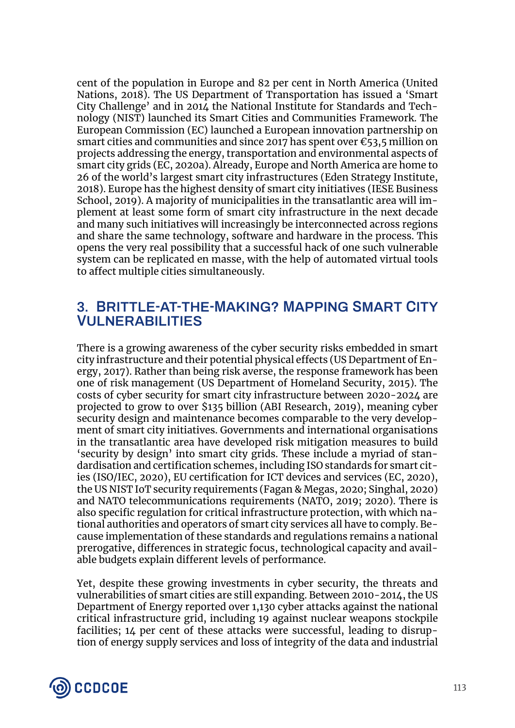cent of the population in Europe and 82 per cent in North America (United Nations, 2018). The US Department of Transportation has issued a 'Smart City Challenge' and in 2014 the National Institute for Standards and Technology (NIST) launched its Smart Cities and Communities Framework. The European Commission (EC) launched a European innovation partnership on smart cities and communities and since 2017 has spent over €53,5 million on projects addressing the energy, transportation and environmental aspects of smart city grids (EC, 2020a). Already, Europe and North America are home to 26 of the world's largest smart city infrastructures (Eden Strategy Institute, 2018). Europe has the highest density of smart city initiatives (IESE Business School, 2019). A majority of municipalities in the transatlantic area will implement at least some form of smart city infrastructure in the next decade and many such initiatives will increasingly be interconnected across regions and share the same technology, software and hardware in the process. This opens the very real possibility that a successful hack of one such vulnerable system can be replicated en masse, with the help of automated virtual tools to affect multiple cities simultaneously.

## 3. Brittle-at-the-Making? Mapping Smart City Vulnerabilities

There is a growing awareness of the cyber security risks embedded in smart city infrastructure and their potential physical effects (US Department of Energy, 2017). Rather than being risk averse, the response framework has been one of risk management (US Department of Homeland Security, 2015). The costs of cyber security for smart city infrastructure between 2020-2024 are projected to grow to over $135 billion (ABI Research, 2019), meaning cyber security design and maintenance becomes comparable to the very development of smart city initiatives. Governments and international organisations in the transatlantic area have developed risk mitigation measures to build 'security by design' into smart city grids. These include a myriad of standardisation and certification schemes, including ISO standards for smart cities (ISO/IEC, 2020), EU certification for ICT devices and services (EC, 2020), the US NIST IoT security requirements (Fagan & Megas, 2020; Singhal, 2020) and NATO telecommunications requirements (NATO, 2019; 2020). There is also specific regulation for critical infrastructure protection, with which national authorities and operators of smart city services all have to comply. Because implementation of these standards and regulations remains a national prerogative, differences in strategic focus, technological capacity and available budgets explain different levels of performance.

Yet, despite these growing investments in cyber security, the threats and vulnerabilities of smart cities are still expanding. Between 2010-2014, the US Department of Energy reported over 1,130 cyber attacks against the national critical infrastructure grid, including 19 against nuclear weapons stockpile facilities; 14 per cent of these attacks were successful, leading to disruption of energy supply services and loss of integrity of the data and industrial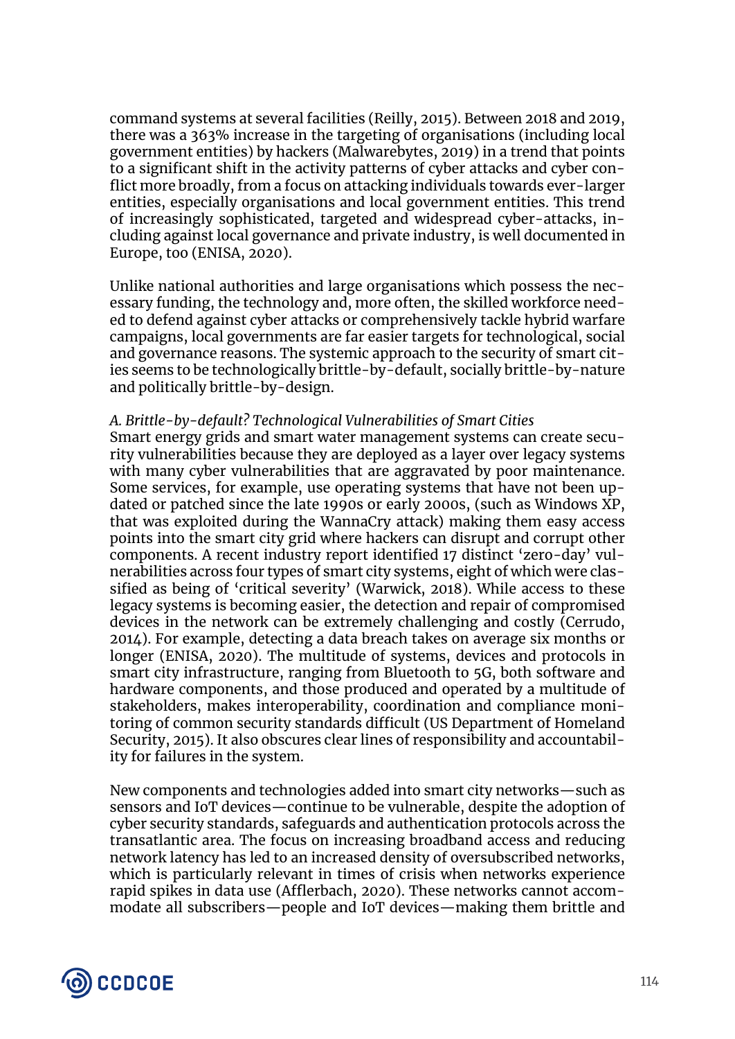command systems at several facilities (Reilly, 2015). Between 2018 and 2019, there was a 363% increase in the targeting of organisations (including local government entities) by hackers (Malwarebytes, 2019) in a trend that points to a significant shift in the activity patterns of cyber attacks and cyber conflict more broadly, from a focus on attacking individuals towards ever-larger entities, especially organisations and local government entities. This trend of increasingly sophisticated, targeted and widespread cyber-attacks, including against local governance and private industry, is well documented in Europe, too (ENISA, 2020).

Unlike national authorities and large organisations which possess the necessary funding, the technology and, more often, the skilled workforce needed to defend against cyber attacks or comprehensively tackle hybrid warfare campaigns, local governments are far easier targets for technological, social and governance reasons. The systemic approach to the security of smart cities seems to be technologically brittle-by-default, socially brittle-by-nature and politically brittle-by-design.

*A. Brittle-by-default? Technological Vulnerabilities of Smart Cities*

Smart energy grids and smart water management systems can create security vulnerabilities because they are deployed as a layer over legacy systems with many cyber vulnerabilities that are aggravated by poor maintenance. Some services, for example, use operating systems that have not been updated or patched since the late 1990s or early 2000s, (such as Windows XP, that was exploited during the WannaCry attack) making them easy access points into the smart city grid where hackers can disrupt and corrupt other components. A recent industry report identified 17 distinct 'zero-day' vulnerabilities across four types of smart city systems, eight of which were classified as being of 'critical severity' (Warwick, 2018). While access to these legacy systems is becoming easier, the detection and repair of compromised devices in the network can be extremely challenging and costly (Cerrudo, 2014). For example, detecting a data breach takes on average six months or longer (ENISA, 2020). The multitude of systems, devices and protocols in smart city infrastructure, ranging from Bluetooth to 5G, both software and hardware components, and those produced and operated by a multitude of stakeholders, makes interoperability, coordination and compliance monitoring of common security standards difficult (US Department of Homeland Security, 2015). It also obscures clear lines of responsibility and accountability for failures in the system.

New components and technologies added into smart city networks—such as sensors and IoT devices—continue to be vulnerable, despite the adoption of cyber security standards, safeguards and authentication protocols across the transatlantic area. The focus on increasing broadband access and reducing network latency has led to an increased density of oversubscribed networks, which is particularly relevant in times of crisis when networks experience rapid spikes in data use (Afflerbach, 2020). These networks cannot accommodate all subscribers—people and IoT devices—making them brittle and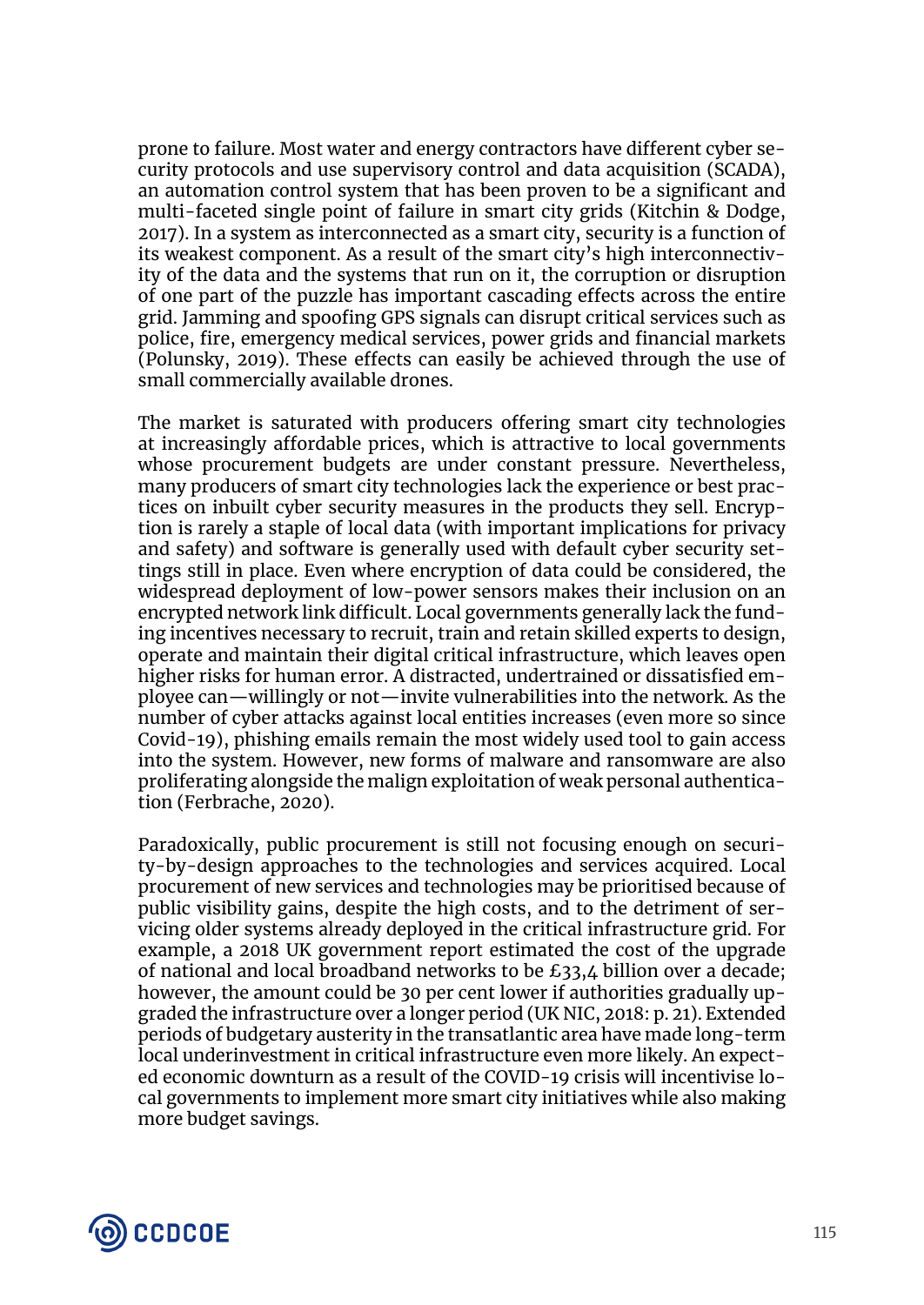prone to failure. Most water and energy contractors have different cyber security protocols and use supervisory control and data acquisition (SCADA), an automation control system that has been proven to be a significant and multi-faceted single point of failure in smart city grids (Kitchin & Dodge, 2017). In a system as interconnected as a smart city, security is a function of its weakest component. As a result of the smart city's high interconnectivity of the data and the systems that run on it, the corruption or disruption of one part of the puzzle has important cascading effects across the entire grid. Jamming and spoofing GPS signals can disrupt critical services such as police, fire, emergency medical services, power grids and financial markets (Polunsky, 2019). These effects can easily be achieved through the use of small commercially available drones.

The market is saturated with producers offering smart city technologies at increasingly affordable prices, which is attractive to local governments whose procurement budgets are under constant pressure. Nevertheless, many producers of smart city technologies lack the experience or best practices on inbuilt cyber security measures in the products they sell. Encryption is rarely a staple of local data (with important implications for privacy and safety) and software is generally used with default cyber security settings still in place. Even where encryption of data could be considered, the widespread deployment of low-power sensors makes their inclusion on an encrypted network link difficult. Local governments generally lack the funding incentives necessary to recruit, train and retain skilled experts to design, operate and maintain their digital critical infrastructure, which leaves open higher risks for human error. A distracted, undertrained or dissatisfied employee can—willingly or not—invite vulnerabilities into the network. As the number of cyber attacks against local entities increases (even more so since Covid-19), phishing emails remain the most widely used tool to gain access into the system. However, new forms of malware and ransomware are also proliferating alongside the malign exploitation of weak personal authentication (Ferbrache, 2020).

Paradoxically, public procurement is still not focusing enough on security-by-design approaches to the technologies and services acquired. Local procurement of new services and technologies may be prioritised because of public visibility gains, despite the high costs, and to the detriment of servicing older systems already deployed in the critical infrastructure grid. For example, a 2018 UK government report estimated the cost of the upgrade of national and local broadband networks to be £33,4 billion over a decade; however, the amount could be 30 per cent lower if authorities gradually upgraded the infrastructure over a longer period (UK NIC, 2018: p. 21). Extended periods of budgetary austerity in the transatlantic area have made long-term local underinvestment in critical infrastructure even more likely. An expected economic downturn as a result of the COVID-19 crisis will incentivise local governments to implement more smart city initiatives while also making more budget savings.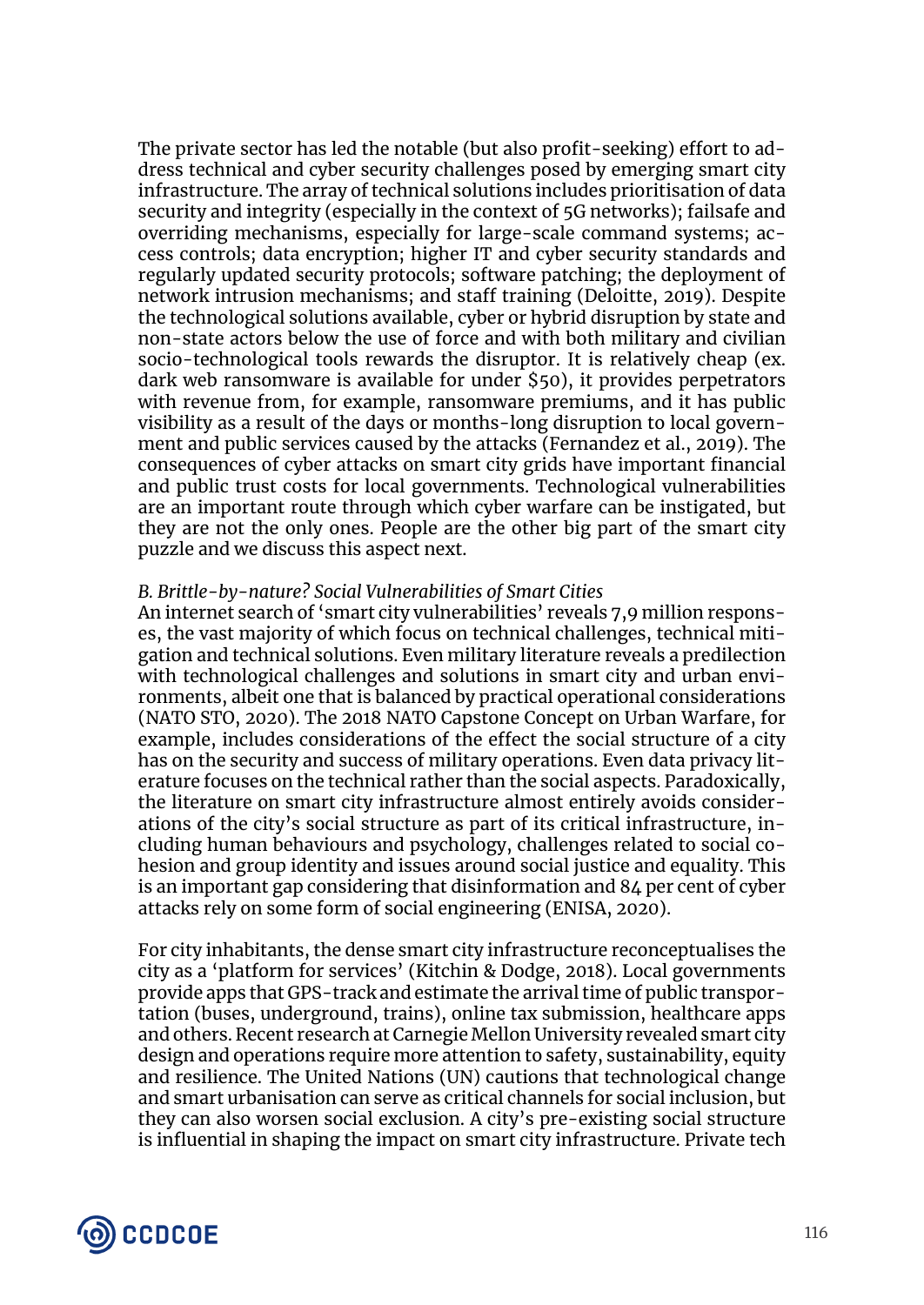The private sector has led the notable (but also profit-seeking) effort to address technical and cyber security challenges posed by emerging smart city infrastructure. The array of technical solutions includes prioritisation of data security and integrity (especially in the context of 5G networks); failsafe and overriding mechanisms, especially for large-scale command systems; access controls; data encryption; higher IT and cyber security standards and regularly updated security protocols; software patching; the deployment of network intrusion mechanisms; and staff training (Deloitte, 2019). Despite the technological solutions available, cyber or hybrid disruption by state and non-state actors below the use of force and with both military and civilian socio-technological tools rewards the disruptor. It is relatively cheap (ex. dark web ransomware is available for under $50), it provides perpetrators with revenue from, for example, ransomware premiums, and it has public visibility as a result of the days or months-long disruption to local government and public services caused by the attacks (Fernandez et al., 2019). The consequences of cyber attacks on smart city grids have important financial and public trust costs for local governments. Technological vulnerabilities are an important route through which cyber warfare can be instigated, but they are not the only ones. People are the other big part of the smart city puzzle and we discuss this aspect next.

### *B. Brittle-by-nature? Social Vulnerabilities of Smart Cities*

An internet search of 'smart city vulnerabilities' reveals 7,9 million responses, the vast majority of which focus on technical challenges, technical mitigation and technical solutions. Even military literature reveals a predilection with technological challenges and solutions in smart city and urban environments, albeit one that is balanced by practical operational considerations (NATO STO, 2020). The 2018 NATO Capstone Concept on Urban Warfare, for example, includes considerations of the effect the social structure of a city has on the security and success of military operations. Even data privacy literature focuses on the technical rather than the social aspects. Paradoxically, the literature on smart city infrastructure almost entirely avoids considerations of the city's social structure as part of its critical infrastructure, including human behaviours and psychology, challenges related to social cohesion and group identity and issues around social justice and equality. This is an important gap considering that disinformation and 84 per cent of cyber attacks rely on some form of social engineering (ENISA, 2020).

For city inhabitants, the dense smart city infrastructure reconceptualises the city as a 'platform for services' (Kitchin & Dodge, 2018). Local governments provide apps that GPS-track and estimate the arrival time of public transportation (buses, underground, trains), online tax submission, healthcare apps and others. Recent research at Carnegie Mellon University revealed smart city design and operations require more attention to safety, sustainability, equity and resilience. The United Nations (UN) cautions that technological change and smart urbanisation can serve as critical channels for social inclusion, but they can also worsen social exclusion. A city's pre-existing social structure is influential in shaping the impact on smart city infrastructure. Private tech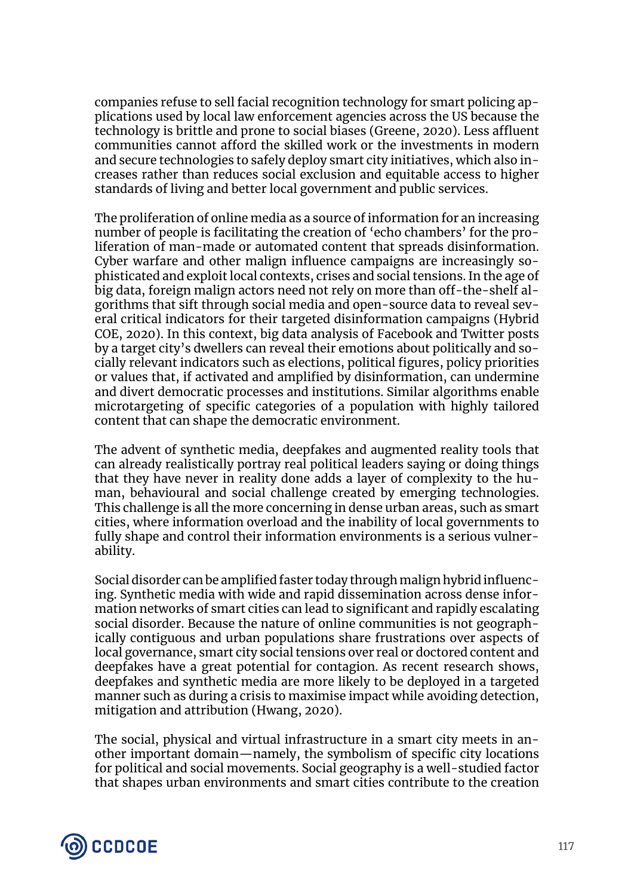companies refuse to sell facial recognition technology for smart policing applications used by local law enforcement agencies across the US because the technology is brittle and prone to social biases (Greene, 2020). Less affluent communities cannot afford the skilled work or the investments in modern and secure technologies to safely deploy smart city initiatives, which also increases rather than reduces social exclusion and equitable access to higher standards of living and better local government and public services.

The proliferation of online media as a source of information for an increasing number of people is facilitating the creation of 'echo chambers' for the proliferation of man-made or automated content that spreads disinformation. Cyber warfare and other malign influence campaigns are increasingly sophisticated and exploit local contexts, crises and social tensions. In the age of big data, foreign malign actors need not rely on more than off-the-shelf algorithms that sift through social media and open-source data to reveal several critical indicators for their targeted disinformation campaigns (Hybrid COE, 2020). In this context, big data analysis of Facebook and Twitter posts by a target city's dwellers can reveal their emotions about politically and socially relevant indicators such as elections, political figures, policy priorities or values that, if activated and amplified by disinformation, can undermine and divert democratic processes and institutions. Similar algorithms enable microtargeting of specific categories of a population with highly tailored content that can shape the democratic environment.

The advent of synthetic media, deepfakes and augmented reality tools that can already realistically portray real political leaders saying or doing things that they have never in reality done adds a layer of complexity to the human, behavioural and social challenge created by emerging technologies. This challenge is all the more concerning in dense urban areas, such as smart cities, where information overload and the inability of local governments to fully shape and control their information environments is a serious vulnerability.

Social disorder can be amplified faster today through malign hybrid influencing. Synthetic media with wide and rapid dissemination across dense information networks of smart cities can lead to significant and rapidly escalating social disorder. Because the nature of online communities is not geographically contiguous and urban populations share frustrations over aspects of local governance, smart city social tensions over real or doctored content and deepfakes have a great potential for contagion. As recent research shows, deepfakes and synthetic media are more likely to be deployed in a targeted manner such as during a crisis to maximise impact while avoiding detection, mitigation and attribution (Hwang, 2020).

The social, physical and virtual infrastructure in a smart city meets in another important domain—namely, the symbolism of specific city locations for political and social movements. Social geography is a well-studied factor that shapes urban environments and smart cities contribute to the creation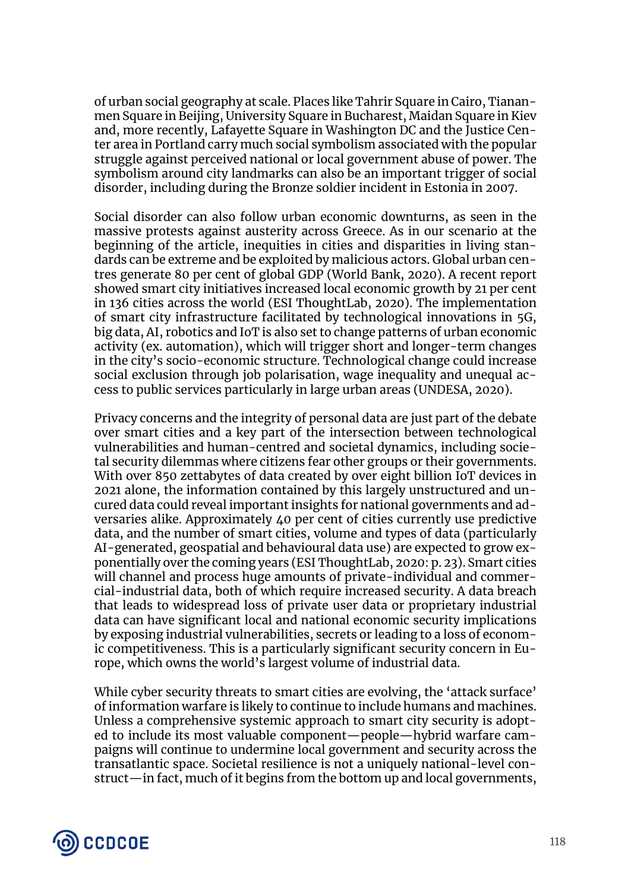of urban social geography at scale. Places like Tahrir Square in Cairo, Tiananmen Square in Beijing, University Square in Bucharest, Maidan Square in Kiev and, more recently, Lafayette Square in Washington DC and the Justice Center area in Portland carry much social symbolism associated with the popular struggle against perceived national or local government abuse of power. The symbolism around city landmarks can also be an important trigger of social disorder, including during the Bronze soldier incident in Estonia in 2007.

Social disorder can also follow urban economic downturns, as seen in the massive protests against austerity across Greece. As in our scenario at the beginning of the article, inequities in cities and disparities in living standards can be extreme and be exploited by malicious actors. Global urban centres generate 80 per cent of global GDP (World Bank, 2020). A recent report showed smart city initiatives increased local economic growth by 21 per cent in 136 cities across the world (ESI ThoughtLab, 2020). The implementation of smart city infrastructure facilitated by technological innovations in 5G, big data, AI, robotics and IoT is also set to change patterns of urban economic activity (ex. automation), which will trigger short and longer-term changes in the city's socio-economic structure. Technological change could increase social exclusion through job polarisation, wage inequality and unequal access to public services particularly in large urban areas (UNDESA, 2020).

Privacy concerns and the integrity of personal data are just part of the debate over smart cities and a key part of the intersection between technological vulnerabilities and human-centred and societal dynamics, including societal security dilemmas where citizens fear other groups or their governments. With over 850 zettabytes of data created by over eight billion IoT devices in 2021 alone, the information contained by this largely unstructured and uncured data could reveal important insights for national governments and adversaries alike. Approximately 40 per cent of cities currently use predictive data, and the number of smart cities, volume and types of data (particularly AI-generated, geospatial and behavioural data use) are expected to grow exponentially over the coming years (ESI ThoughtLab, 2020: p. 23). Smart cities will channel and process huge amounts of private-individual and commercial-industrial data, both of which require increased security. A data breach that leads to widespread loss of private user data or proprietary industrial data can have significant local and national economic security implications by exposing industrial vulnerabilities, secrets or leading to a loss of economic competitiveness. This is a particularly significant security concern in Europe, which owns the world's largest volume of industrial data.

While cyber security threats to smart cities are evolving, the 'attack surface' of information warfare is likely to continue to include humans and machines. Unless a comprehensive systemic approach to smart city security is adopted to include its most valuable component—people—hybrid warfare campaigns will continue to undermine local government and security across the transatlantic space. Societal resilience is not a uniquely national-level construct—in fact, much of it begins from the bottom up and local governments,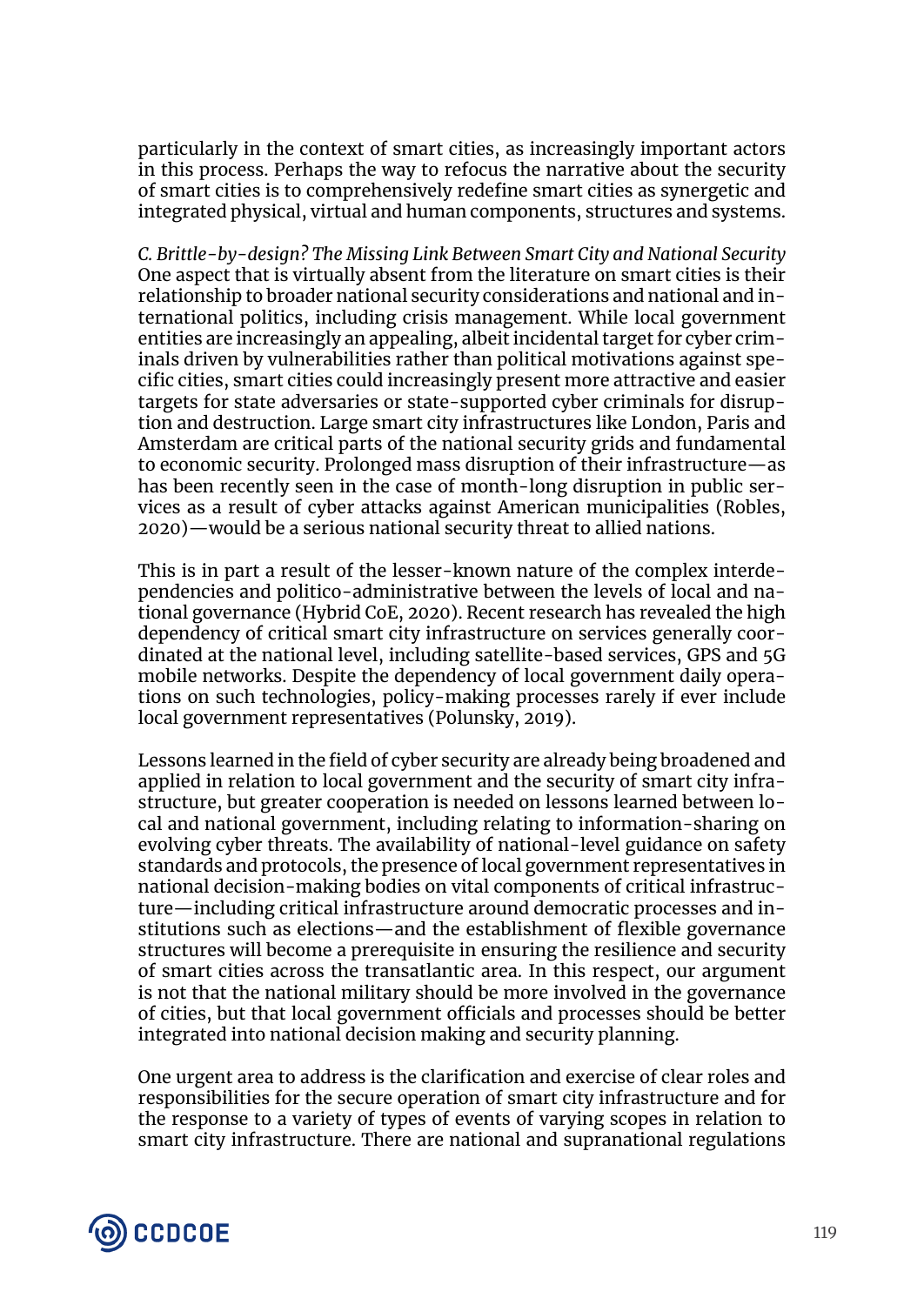particularly in the context of smart cities, as increasingly important actors in this process. Perhaps the way to refocus the narrative about the security of smart cities is to comprehensively redefine smart cities as synergetic and integrated physical, virtual and human components, structures and systems.

### *C. Brittle-by-design? The Missing Link Between Smart City and National Security*

One aspect that is virtually absent from the literature on smart cities is their relationship to broader national security considerations and national and international politics, including crisis management. While local government entities are increasingly an appealing, albeit incidental target for cyber criminals driven by vulnerabilities rather than political motivations against specific cities, smart cities could increasingly present more attractive and easier targets for state adversaries or state-supported cyber criminals for disruption and destruction. Large smart city infrastructures like London, Paris and Amsterdam are critical parts of the national security grids and fundamental to economic security. Prolonged mass disruption of their infrastructure—as has been recently seen in the case of month-long disruption in public services as a result of cyber attacks against American municipalities (Robles, 2020)—would be a serious national security threat to allied nations.

This is in part a result of the lesser-known nature of the complex interdependencies and politico-administrative between the levels of local and national governance (Hybrid CoE, 2020). Recent research has revealed the high dependency of critical smart city infrastructure on services generally coordinated at the national level, including satellite-based services, GPS and 5G mobile networks. Despite the dependency of local government daily operations on such technologies, policy-making processes rarely if ever include local government representatives (Polunsky, 2019).

Lessons learned in the field of cyber security are already being broadened and applied in relation to local government and the security of smart city infrastructure, but greater cooperation is needed on lessons learned between local and national government, including relating to information-sharing on evolving cyber threats. The availability of national-level guidance on safety standards and protocols, the presence of local government representatives in national decision-making bodies on vital components of critical infrastructure—including critical infrastructure around democratic processes and institutions such as elections—and the establishment of flexible governance structures will become a prerequisite in ensuring the resilience and security of smart cities across the transatlantic area. In this respect, our argument is not that the national military should be more involved in the governance of cities, but that local government officials and processes should be better integrated into national decision making and security planning.

One urgent area to address is the clarification and exercise of clear roles and responsibilities for the secure operation of smart city infrastructure and for the response to a variety of types of events of varying scopes in relation to smart city infrastructure. There are national and supranational regulations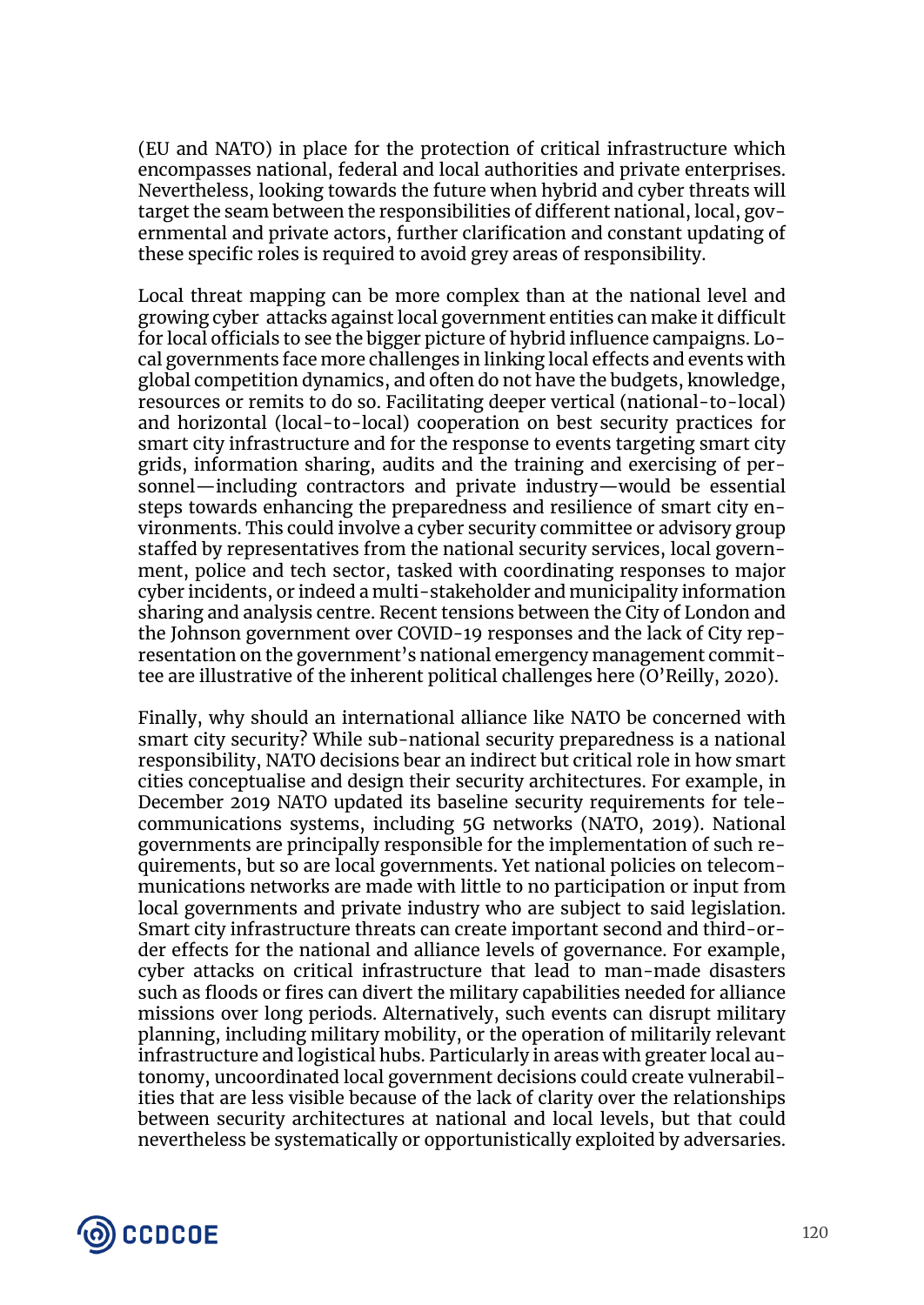(EU and NATO) in place for the protection of critical infrastructure which encompasses national, federal and local authorities and private enterprises. Nevertheless, looking towards the future when hybrid and cyber threats will target the seam between the responsibilities of different national, local, governmental and private actors, further clarification and constant updating of these specific roles is required to avoid grey areas of responsibility.

Local threat mapping can be more complex than at the national level and growing cyber attacks against local government entities can make it difficult for local officials to see the bigger picture of hybrid influence campaigns. Local governments face more challenges in linking local effects and events with global competition dynamics, and often do not have the budgets, knowledge, resources or remits to do so. Facilitating deeper vertical (national-to-local) and horizontal (local-to-local) cooperation on best security practices for smart city infrastructure and for the response to events targeting smart city grids, information sharing, audits and the training and exercising of personnel—including contractors and private industry—would be essential steps towards enhancing the preparedness and resilience of smart city environments. This could involve a cyber security committee or advisory group staffed by representatives from the national security services, local government, police and tech sector, tasked with coordinating responses to major cyber incidents, or indeed a multi-stakeholder and municipality information sharing and analysis centre. Recent tensions between the City of London and the Johnson government over COVID-19 responses and the lack of City representation on the government's national emergency management committee are illustrative of the inherent political challenges here (O'Reilly, 2020).

Finally, why should an international alliance like NATO be concerned with smart city security? While sub-national security preparedness is a national responsibility, NATO decisions bear an indirect but critical role in how smart cities conceptualise and design their security architectures. For example, in December 2019 NATO updated its baseline security requirements for telecommunications systems, including 5G networks (NATO, 2019). National governments are principally responsible for the implementation of such requirements, but so are local governments. Yet national policies on telecommunications networks are made with little to no participation or input from local governments and private industry who are subject to said legislation. Smart city infrastructure threats can create important second and third-order effects for the national and alliance levels of governance. For example, cyber attacks on critical infrastructure that lead to man-made disasters such as floods or fires can divert the military capabilities needed for alliance missions over long periods. Alternatively, such events can disrupt military planning, including military mobility, or the operation of militarily relevant infrastructure and logistical hubs. Particularly in areas with greater local autonomy, uncoordinated local government decisions could create vulnerabilities that are less visible because of the lack of clarity over the relationships between security architectures at national and local levels, but that could nevertheless be systematically or opportunistically exploited by adversaries.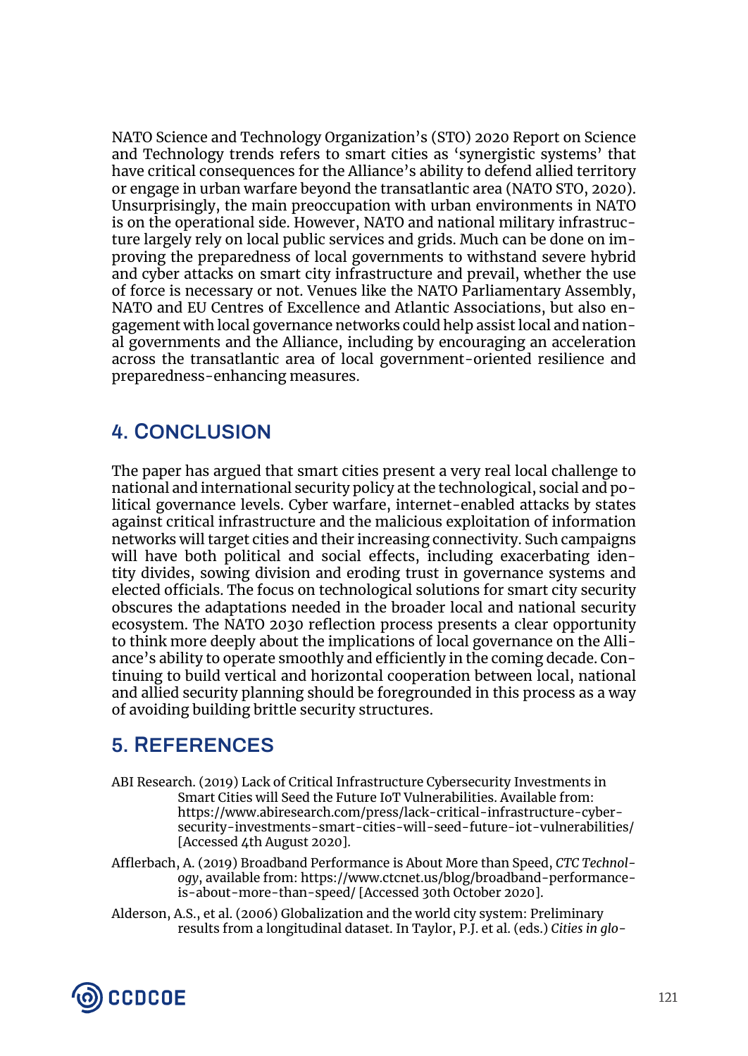NATO Science and Technology Organization's (STO) 2020 Report on Science and Technology trends refers to smart cities as 'synergistic systems' that have critical consequences for the Alliance's ability to defend allied territory or engage in urban warfare beyond the transatlantic area (NATO STO, 2020). Unsurprisingly, the main preoccupation with urban environments in NATO is on the operational side. However, NATO and national military infrastructure largely rely on local public services and grids. Much can be done on improving the preparedness of local governments to withstand severe hybrid and cyber attacks on smart city infrastructure and prevail, whether the use of force is necessary or not. Venues like the NATO Parliamentary Assembly, NATO and EU Centres of Excellence and Atlantic Associations, but also engagement with local governance networks could help assist local and national governments and the Alliance, including by encouraging an acceleration across the transatlantic area of local government-oriented resilience and preparedness-enhancing measures.

## 4. CONCLUSION

The paper has argued that smart cities present a very real local challenge to national and international security policy at the technological, social and political governance levels. Cyber warfare, internet-enabled attacks by states against critical infrastructure and the malicious exploitation of information networks will target cities and their increasing connectivity. Such campaigns will have both political and social effects, including exacerbating identity divides, sowing division and eroding trust in governance systems and elected officials. The focus on technological solutions for smart city security obscures the adaptations needed in the broader local and national security ecosystem. The NATO 2030 reflection process presents a clear opportunity to think more deeply about the implications of local governance on the Alliance's ability to operate smoothly and efficiently in the coming decade. Continuing to build vertical and horizontal cooperation between local, national and allied security planning should be foregrounded in this process as a way of avoiding building brittle security structures.

## 5. REFERENCES

ABI Research. (2019) Lack of Critical Infrastructure Cybersecurity Investments in Smart Cities will Seed the Future IoT Vulnerabilities. Available from: https://www.abiresearch.com/press/lack-critical-infrastructure-cyber-security-investments-smart-cities-will-seed-future-iot-vulnerabilities/ [Accessed 4th August 2020].

Afflerbach, A. (2019) Broadband Performance is About More than Speed, *CTC Technology*, available from: https://www.ctcnet.us/blog/broadband-performance-is-about-more-than-speed/ [Accessed 30th October 2020].

Alderson, A.S., et al. (2006) Globalization and the world city system: Preliminary results from a longitudinal dataset. In Taylor, P.J. et al. (eds.) *Cities in glo-*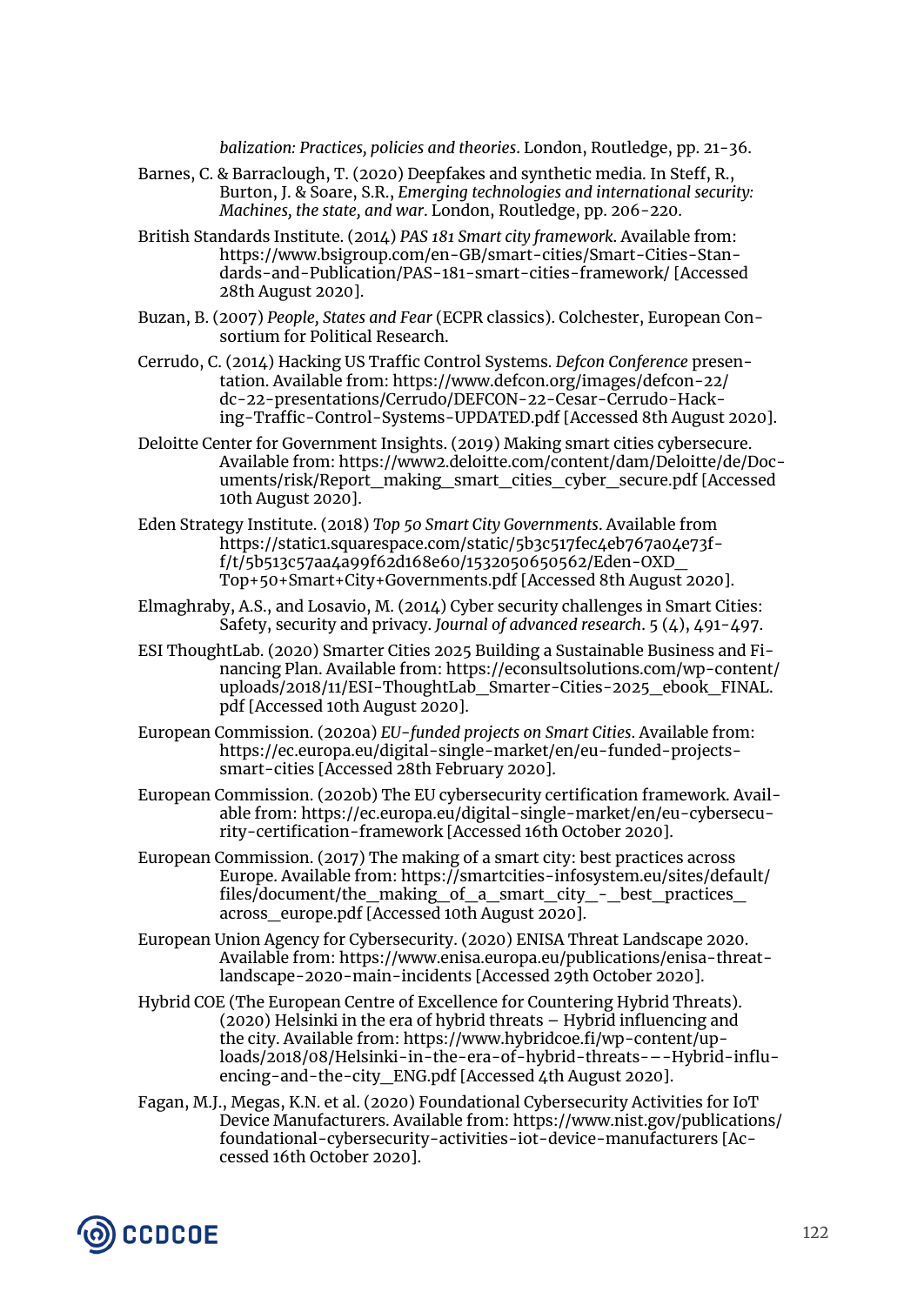*balization: Practices, policies and theories*. London, Routledge, pp. 21-36.

Barnes, C. & Barraclough, T. (2020) Deepfakes and synthetic media. In Steff, R., Burton, J. & Soare, S.R., *Emerging technologies and international security: Machines, the state, and war*. London, Routledge, pp. 206-220.

British Standards Institute. (2014) *PAS 181 Smart city framework*. Available from: https://www.bsigroup.com/en-GB/smart-cities/Smart-Cities-Standards-and-Publication/PAS-181-smart-cities-framework/ [Accessed 28th August 2020].

Buzan, B. (2007) *People, States and Fear* (ECPR classics). Colchester, European Consortium for Political Research.

Cerrudo, C. (2014) Hacking US Traffic Control Systems. *Defcon Conference* presentation. Available from: https://www.defcon.org/images/defcon-22/dc-22-presentations/Cerrudo/DEFCON-22-Cesar-Cerrudo-Hacking-Traffic-Control-Systems-UPDATED.pdf [Accessed 8th August 2020].

Deloitte Center for Government Insights. (2019) Making smart cities cybersecure. Available from: https://www2.deloitte.com/content/dam/Deloitte/de/Documents/risk/Report_making_smart_cities_cyber_secure.pdf [Accessed 10th August 2020].

Eden Strategy Institute. (2018) *Top 50 Smart City Governments*. Available from https://static1.squarespace.com/static/5b3c517fec4eb767a04e73ff/t/5b513c57aa4a99f62d168e60/1532050650562/Eden-OXD_Top+50+Smart+City+Governments.pdf [Accessed 8th August 2020].

Elmaghraby, A.S., and Losavio, M. (2014) Cyber security challenges in Smart Cities: Safety, security and privacy. *Journal of advanced research*. 5 (4), 491-497.

ESI ThoughtLab. (2020) Smarter Cities 2025 Building a Sustainable Business and Financing Plan. Available from: https://econsultsolutions.com/wp-content/uploads/2018/11/ESI-ThoughtLab_Smarter-Cities-2025_ebook_FINAL.pdf [Accessed 10th August 2020].

European Commission. (2020a) *EU-funded projects on Smart Cities*. Available from: https://ec.europa.eu/digital-single-market/en/eu-funded-projects-smart-cities [Accessed 28th February 2020].

European Commission. (2020b) The EU cybersecurity certification framework. Available from: https://ec.europa.eu/digital-single-market/en/eu-cybersecurity-certification-framework [Accessed 16th October 2020].

European Commission. (2017) The making of a smart city: best practices across Europe. Available from: https://smartcities-infosystem.eu/sites/default/files/document/the_making_of_a_smart_city_-_best_practices_across_europe.pdf [Accessed 10th August 2020].

European Union Agency for Cybersecurity. (2020) ENISA Threat Landscape 2020. Available from: https://www.enisa.europa.eu/publications/enisa-threat-landscape-2020-main-incidents [Accessed 29th October 2020].

Hybrid COE (The European Centre of Excellence for Countering Hybrid Threats). (2020) Helsinki in the era of hybrid threats – Hybrid influencing and the city. Available from: https://www.hybridcoe.fi/wp-content/uploads/2018/08/Helsinki-in-the-era-of-hybrid-threats-–-Hybrid-influencing-and-the-city_ENG.pdf [Accessed 4th August 2020].

Fagan, M.J., Megas, K.N. et al. (2020) Foundational Cybersecurity Activities for IoT Device Manufacturers. Available from: https://www.nist.gov/publications/foundational-cybersecurity-activities-iot-device-manufacturers [Accessed 16th October 2020].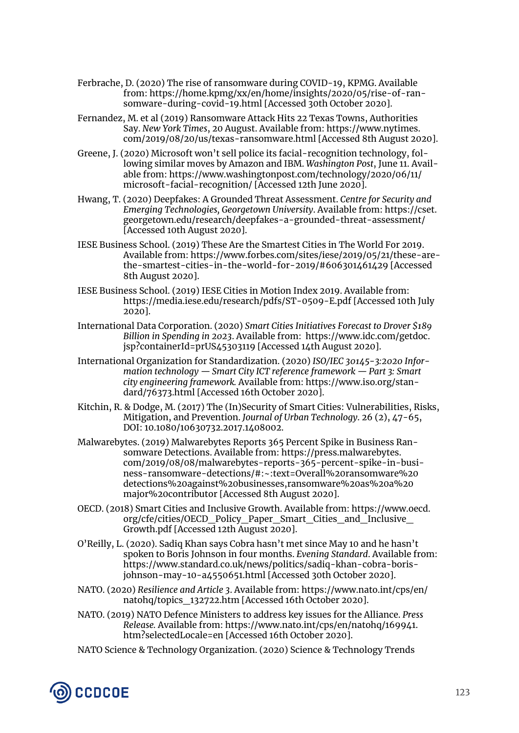Ferbrache, D. (2020) The rise of ransomware during COVID-19, KPMG. Available from: https://home.kpmg/xx/en/home/insights/2020/05/rise-of-ransomware-during-covid-19.html [Accessed 30th October 2020].

Fernandez, M. et al (2019) Ransomware Attack Hits 22 Texas Towns, Authorities Say. *New York Times*, 20 August. Available from: https://www.nytimes.com/2019/08/20/us/texas-ransomware.html [Accessed 8th August 2020].

Greene, J. (2020) Microsoft won't sell police its facial-recognition technology, following similar moves by Amazon and IBM. *Washington Post*, June 11. Available from: https://www.washingtonpost.com/technology/2020/06/11/microsoft-facial-recognition/ [Accessed 12th June 2020].

Hwang, T. (2020) Deepfakes: A Grounded Threat Assessment. *Centre for Security and Emerging Technologies, Georgetown University*. Available from: https://cset.georgetown.edu/research/deepfakes-a-grounded-threat-assessment/ [Accessed 10th August 2020].

IESE Business School. (2019) These Are the Smartest Cities in The World For 2019. Available from: https://www.forbes.com/sites/iese/2019/05/21/these-are-the-smartest-cities-in-the-world-for-2019/#606301461429 [Accessed 8th August 2020].

IESE Business School. (2019) IESE Cities in Motion Index 2019. Available from: https://media.iese.edu/research/pdfs/ST-0509-E.pdf [Accessed 10th July 2020].

International Data Corporation. (2020) *Smart Cities Initiatives Forecast to Drover $189 Billion in Spending in 2023*. Available from: https://www.idc.com/getdoc.jsp?containerId=prUS45303119 [Accessed 14th August 2020].

International Organization for Standardization. (2020) *ISO/IEC 30145-3:2020 Information technology — Smart City ICT reference framework — Part 3: Smart city engineering framework.* Available from: https://www.iso.org/standard/76373.html [Accessed 16th October 2020].

Kitchin, R. & Dodge, M. (2017) The (In)Security of Smart Cities: Vulnerabilities, Risks, Mitigation, and Prevention. *Journal of Urban Technology.* 26 (2), 47-65, DOI: 10.1080/10630732.2017.1408002.

Malwarebytes. (2019) Malwarebytes Reports 365 Percent Spike in Business Ransomware Detections. Available from: https://press.malwarebytes.com/2019/08/08/malwarebytes-reports-365-percent-spike-in-business-ransomware-detections/#:~:text=Overall%20ransomware%20detections%20against%20businesses,ransomware%20as%20a%20major%20contributor [Accessed 8th August 2020].

OECD. (2018) Smart Cities and Inclusive Growth. Available from: https://www.oecd.org/cfe/cities/OECD_Policy_Paper_Smart_Cities_and_Inclusive_Growth.pdf [Accessed 12th August 2020].

O'Reilly, L. (2020). Sadiq Khan says Cobra hasn't met since May 10 and he hasn't spoken to Boris Johnson in four months. *Evening Standard*. Available from: https://www.standard.co.uk/news/politics/sadiq-khan-cobra-boris-johnson-may-10-a4550651.html [Accessed 30th October 2020].

NATO. (2020) *Resilience and Article 3*. Available from: https://www.nato.int/cps/en/natohq/topics_132722.htm [Accessed 16th October 2020].

NATO. (2019) NATO Defence Ministers to address key issues for the Alliance. *Press Release.* Available from: https://www.nato.int/cps/en/natohq/169941.htm?selectedLocale=en [Accessed 16th October 2020].

NATO Science & Technology Organization. (2020) Science & Technology Trends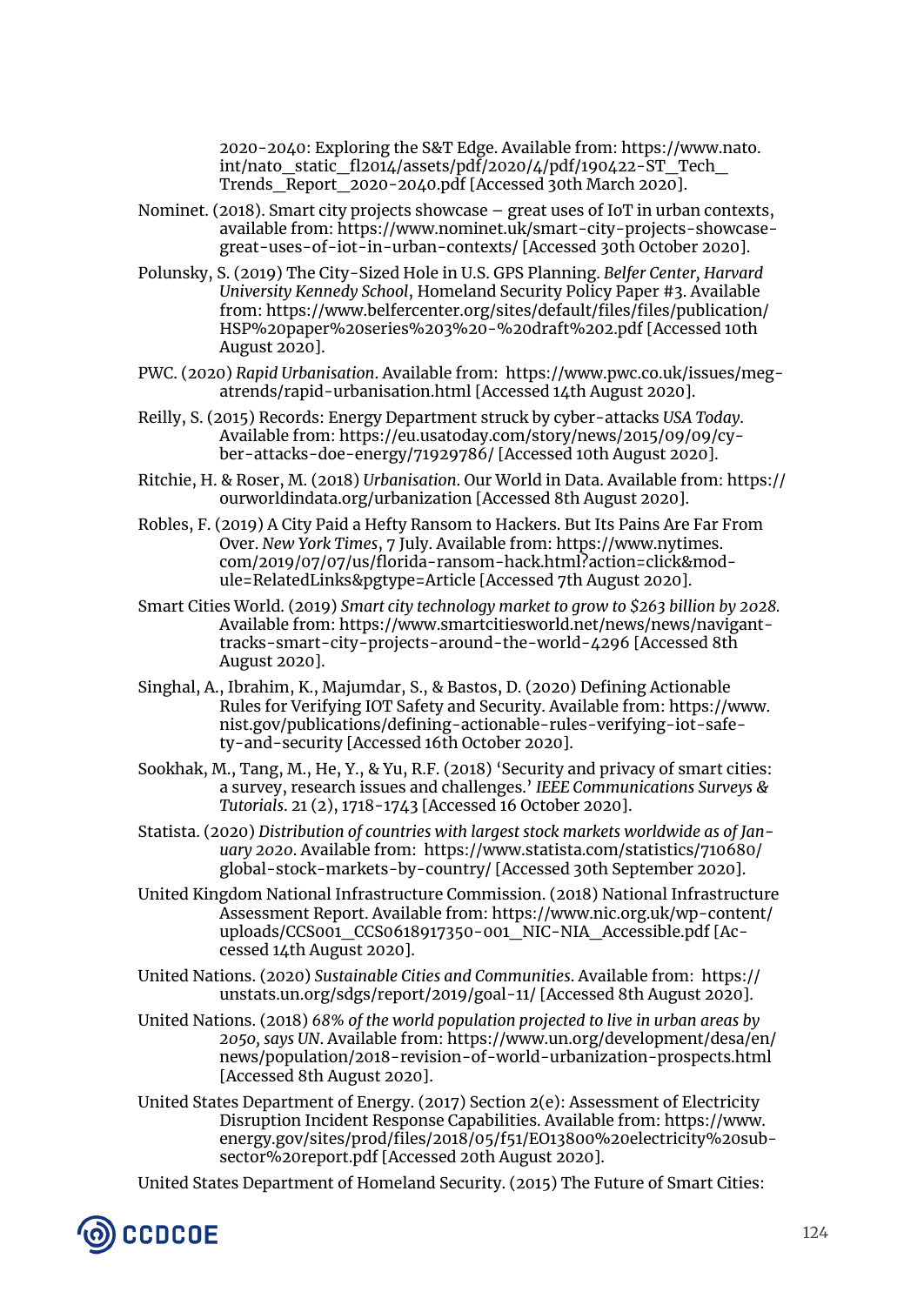2020-2040: Exploring the S&T Edge. Available from: https://www.nato.int/nato_static_fl2014/assets/pdf/2020/4/pdf/190422-ST_Tech_Trends_Report_2020-2040.pdf [Accessed 30th March 2020].

Nominet. (2018). Smart city projects showcase – great uses of IoT in urban contexts, available from: https://www.nominet.uk/smart-city-projects-showcase-great-uses-of-iot-in-urban-contexts/ [Accessed 30th October 2020].

Polunsky, S. (2019) The City-Sized Hole in U.S. GPS Planning. *Belfer Center, Harvard University Kennedy School*, Homeland Security Policy Paper #3. Available from: https://www.belfercenter.org/sites/default/files/files/publication/HSP%20paper%20series%203%20-%20draft%202.pdf [Accessed 10th August 2020].

PWC. (2020) *Rapid Urbanisation*. Available from: https://www.pwc.co.uk/issues/megatrends/rapid-urbanisation.html [Accessed 14th August 2020].

Reilly, S. (2015) Records: Energy Department struck by cyber-attacks *USA Today*. Available from: https://eu.usatoday.com/story/news/2015/09/09/cyber-attacks-doe-energy/71929786/ [Accessed 10th August 2020].

Ritchie, H. & Roser, M. (2018) *Urbanisation*. Our World in Data. Available from: https://ourworldindata.org/urbanization [Accessed 8th August 2020].

Robles, F. (2019) A City Paid a Hefty Ransom to Hackers. But Its Pains Are Far From Over. *New York Times*, 7 July. Available from: https://www.nytimes.com/2019/07/07/us/florida-ransom-hack.html?action=click&module=RelatedLinks&pgtype=Article [Accessed 7th August 2020].

Smart Cities World. (2019) *Smart city technology market to grow to $263 billion by 2028.* Available from: https://www.smartcitiesworld.net/news/news/navigant-tracks-smart-city-projects-around-the-world-4296 [Accessed 8th August 2020].

Singhal, A., Ibrahim, K., Majumdar, S., & Bastos, D. (2020) Defining Actionable Rules for Verifying IOT Safety and Security. Available from: https://www.nist.gov/publications/defining-actionable-rules-verifying-iot-safety-and-security [Accessed 16th October 2020].

Sookhak, M., Tang, M., He, Y., & Yu, R.F. (2018) 'Security and privacy of smart cities: a survey, research issues and challenges.' *IEEE Communications Surveys & Tutorials*. 21 (2), 1718-1743 [Accessed 16 October 2020].

Statista. (2020) *Distribution of countries with largest stock markets worldwide as of January 2020*. Available from: https://www.statista.com/statistics/710680/global-stock-markets-by-country/ [Accessed 30th September 2020].

United Kingdom National Infrastructure Commission. (2018) National Infrastructure Assessment Report. Available from: https://www.nic.org.uk/wp-content/uploads/CCS001_CCS0618917350-001_NIC-NIA_Accessible.pdf [Accessed 14th August 2020].

United Nations. (2020) *Sustainable Cities and Communities*. Available from: https://unstats.un.org/sdgs/report/2019/goal-11/ [Accessed 8th August 2020].

United Nations. (2018) *68% of the world population projected to live in urban areas by 2050, says UN*. Available from: https://www.un.org/development/desa/en/news/population/2018-revision-of-world-urbanization-prospects.html [Accessed 8th August 2020].

United States Department of Energy. (2017) Section 2(e): Assessment of Electricity Disruption Incident Response Capabilities. Available from: https://www.energy.gov/sites/prod/files/2018/05/f51/EO13800%20electricity%20subsector%20report.pdf [Accessed 20th August 2020].

United States Department of Homeland Security. (2015) The Future of Smart Cities: